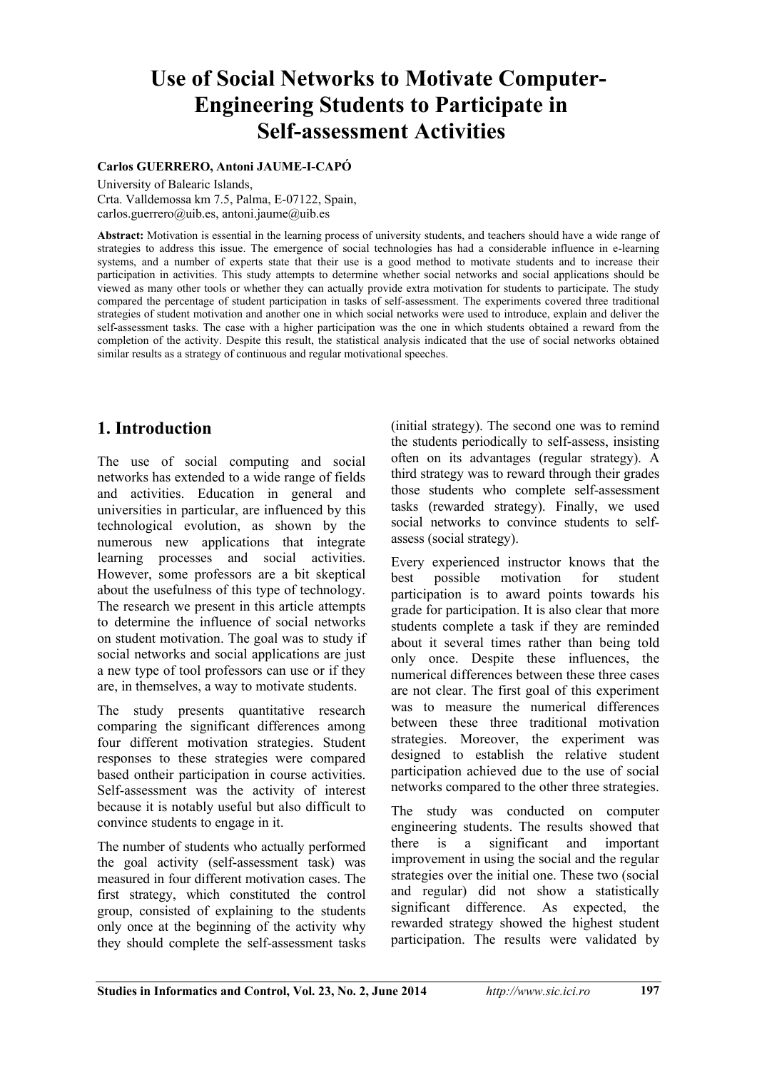# Use of Social Networks to Motivate Computer-Engineering Students to Participate in Self-assessment Activities

**Carlos GUERRERO, Antoni JAUME-I-CAPÓ**

University of Balearic Islands,
Crta. Valldemossa km 7.5, Palma, E-07122, Spain,
carlos.guerrero@uib.es, antoni.jaume@uib.es

**Abstract:** Motivation is essential in the learning process of university students, and teachers should have a wide range of strategies to address this issue. The emergence of social technologies has had a considerable influence in e-learning systems, and a number of experts state that their use is a good method to motivate students and to increase their participation in activities. This study attempts to determine whether social networks and social applications should be viewed as many other tools or whether they can actually provide extra motivation for students to participate. The study compared the percentage of student participation in tasks of self-assessment. The experiments covered three traditional strategies of student motivation and another one in which social networks were used to introduce, explain and deliver the self-assessment tasks. The case with a higher participation was the one in which students obtained a reward from the completion of the activity. Despite this result, the statistical analysis indicated that the use of social networks obtained similar results as a strategy of continuous and regular motivational speeches.

## 1. Introduction

The use of social computing and social networks has extended to a wide range of fields and activities. Education in general and universities in particular, are influenced by this technological evolution, as shown by the numerous new applications that integrate learning processes and social activities. However, some professors are a bit skeptical about the usefulness of this type of technology. The research we present in this article attempts to determine the influence of social networks on student motivation. The goal was to study if social networks and social applications are just a new type of tool professors can use or if they are, in themselves, a way to motivate students.

The study presents quantitative research comparing the significant differences among four different motivation strategies. Student responses to these strategies were compared based ontheir participation in course activities. Self-assessment was the activity of interest because it is notably useful but also difficult to convince students to engage in it.

The number of students who actually performed the goal activity (self-assessment task) was measured in four different motivation cases. The first strategy, which constituted the control group, consisted of explaining to the students only once at the beginning of the activity why they should complete the self-assessment tasks (initial strategy). The second one was to remind the students periodically to self-assess, insisting often on its advantages (regular strategy). A third strategy was to reward through their grades those students who complete self-assessment tasks (rewarded strategy). Finally, we used social networks to convince students to self-assess (social strategy).

Every experienced instructor knows that the best possible motivation for student participation is to award points towards his grade for participation. It is also clear that more students complete a task if they are reminded about it several times rather than being told only once. Despite these influences, the numerical differences between these three cases are not clear. The first goal of this experiment was to measure the numerical differences between these three traditional motivation strategies. Moreover, the experiment was designed to establish the relative student participation achieved due to the use of social networks compared to the other three strategies.

The study was conducted on computer engineering students. The results showed that there is a significant and important improvement in using the social and the regular strategies over the initial one. These two (social and regular) did not show a statistically significant difference. As expected, the rewarded strategy showed the highest student participation. The results were validated by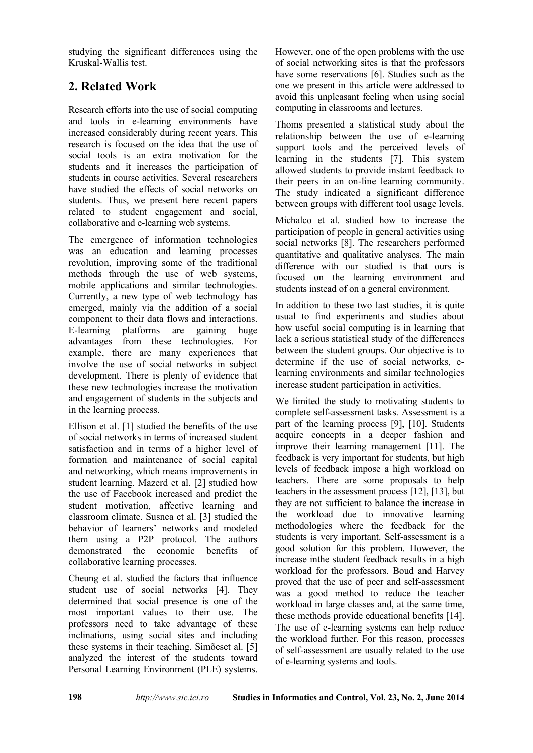studying the significant differences using the Kruskal-Wallis test.

## 2. Related Work

Research efforts into the use of social computing and tools in e-learning environments have increased considerably during recent years. This research is focused on the idea that the use of social tools is an extra motivation for the students and it increases the participation of students in course activities. Several researchers have studied the effects of social networks on students. Thus, we present here recent papers related to student engagement and social, collaborative and e-learning web systems.

The emergence of information technologies was an education and learning processes revolution, improving some of the traditional methods through the use of web systems, mobile applications and similar technologies. Currently, a new type of web technology has emerged, mainly via the addition of a social component to their data flows and interactions. E-learning platforms are gaining huge advantages from these technologies. For example, there are many experiences that involve the use of social networks in subject development. There is plenty of evidence that these new technologies increase the motivation and engagement of students in the subjects and in the learning process.

Ellison et al. [1] studied the benefits of the use of social networks in terms of increased student satisfaction and in terms of a higher level of formation and maintenance of social capital and networking, which means improvements in student learning. Mazerd et al. [2] studied how the use of Facebook increased and predict the student motivation, affective learning and classroom climate. Susnea et al. [3] studied the behavior of learners' networks and modeled them using a P2P protocol. The authors demonstrated the economic benefits of collaborative learning processes.

Cheung et al. studied the factors that influence student use of social networks [4]. They determined that social presence is one of the most important values to their use. The professors need to take advantage of these inclinations, using social sites and including these systems in their teaching. Simõeset al. [5] analyzed the interest of the students toward Personal Learning Environment (PLE) systems. However, one of the open problems with the use of social networking sites is that the professors have some reservations [6]. Studies such as the one we present in this article were addressed to avoid this unpleasant feeling when using social computing in classrooms and lectures.

Thoms presented a statistical study about the relationship between the use of e-learning support tools and the perceived levels of learning in the students [7]. This system allowed students to provide instant feedback to their peers in an on-line learning community. The study indicated a significant difference between groups with different tool usage levels.

Michalco et al. studied how to increase the participation of people in general activities using social networks [8]. The researchers performed quantitative and qualitative analyses. The main difference with our studied is that ours is focused on the learning environment and students instead of on a general environment.

In addition to these two last studies, it is quite usual to find experiments and studies about how useful social computing is in learning that lack a serious statistical study of the differences between the student groups. Our objective is to determine if the use of social networks, e-learning environments and similar technologies increase student participation in activities.

We limited the study to motivating students to complete self-assessment tasks. Assessment is a part of the learning process [9], [10]. Students acquire concepts in a deeper fashion and improve their learning management [11]. The feedback is very important for students, but high levels of feedback impose a high workload on teachers. There are some proposals to help teachers in the assessment process [12], [13], but they are not sufficient to balance the increase in the workload due to innovative learning methodologies where the feedback for the students is very important. Self-assessment is a good solution for this problem. However, the increase inthe student feedback results in a high workload for the professors. Boud and Harvey proved that the use of peer and self-assessment was a good method to reduce the teacher workload in large classes and, at the same time, these methods provide educational benefits [14]. The use of e-learning systems can help reduce the workload further. For this reason, processes of self-assessment are usually related to the use of e-learning systems and tools.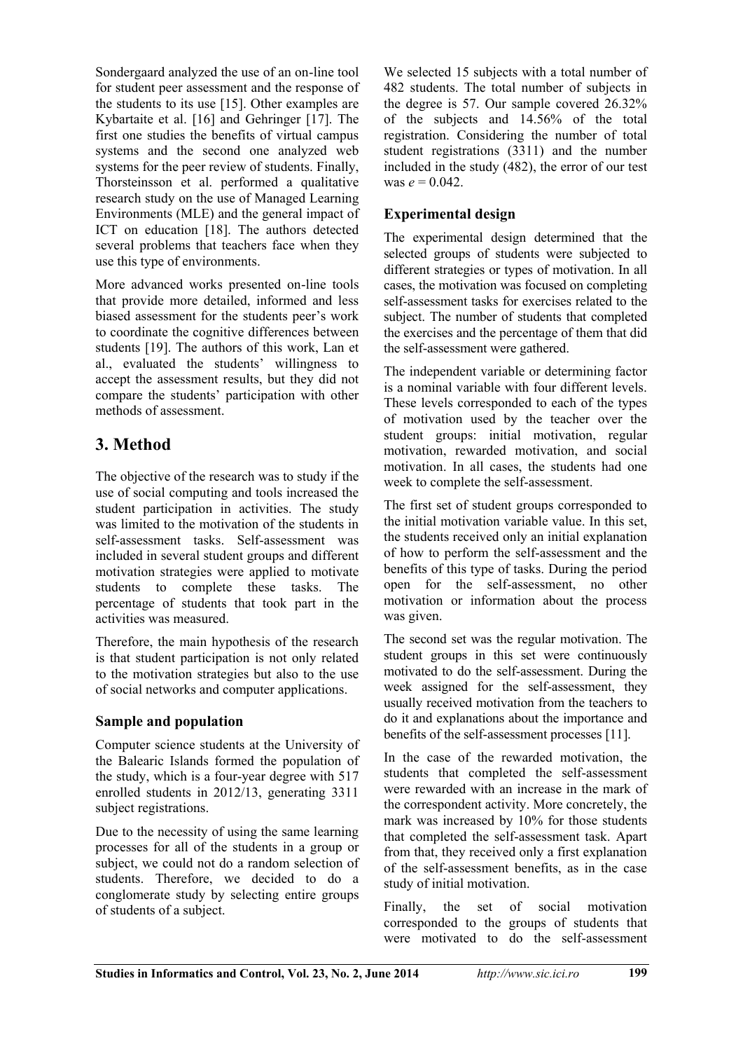Sondergaard analyzed the use of an on-line tool for student peer assessment and the response of the students to its use [15]. Other examples are Kybartaite et al. [16] and Gehringer [17]. The first one studies the benefits of virtual campus systems and the second one analyzed web systems for the peer review of students. Finally, Thorsteinsson et al. performed a qualitative research study on the use of Managed Learning Environments (MLE) and the general impact of ICT on education [18]. The authors detected several problems that teachers face when they use this type of environments.

More advanced works presented on-line tools that provide more detailed, informed and less biased assessment for the students peer's work to coordinate the cognitive differences between students [19]. The authors of this work, Lan et al., evaluated the students' willingness to accept the assessment results, but they did not compare the students' participation with other methods of assessment.

# 3. Method

The objective of the research was to study if the use of social computing and tools increased the student participation in activities. The study was limited to the motivation of the students in self-assessment tasks. Self-assessment was included in several student groups and different motivation strategies were applied to motivate students to complete these tasks. The percentage of students that took part in the activities was measured.

Therefore, the main hypothesis of the research is that student participation is not only related to the motivation strategies but also to the use of social networks and computer applications.

## Sample and population

Computer science students at the University of the Balearic Islands formed the population of the study, which is a four-year degree with 517 enrolled students in 2012/13, generating 3311 subject registrations.

Due to the necessity of using the same learning processes for all of the students in a group or subject, we could not do a random selection of students. Therefore, we decided to do a conglomerate study by selecting entire groups of students of a subject.

We selected 15 subjects with a total number of 482 students. The total number of subjects in the degree is 57. Our sample covered 26.32% of the subjects and 14.56% of the total registration. Considering the number of total student registrations (3311) and the number included in the study (482), the error of our test was $e = 0.042$.

## Experimental design

The experimental design determined that the selected groups of students were subjected to different strategies or types of motivation. In all cases, the motivation was focused on completing self-assessment tasks for exercises related to the subject. The number of students that completed the exercises and the percentage of them that did the self-assessment were gathered.

The independent variable or determining factor is a nominal variable with four different levels. These levels corresponded to each of the types of motivation used by the teacher over the student groups: initial motivation, regular motivation, rewarded motivation, and social motivation. In all cases, the students had one week to complete the self-assessment.

The first set of student groups corresponded to the initial motivation variable value. In this set, the students received only an initial explanation of how to perform the self-assessment and the benefits of this type of tasks. During the period open for the self-assessment, no other motivation or information about the process was given.

The second set was the regular motivation. The student groups in this set were continuously motivated to do the self-assessment. During the week assigned for the self-assessment, they usually received motivation from the teachers to do it and explanations about the importance and benefits of the self-assessment processes [11].

In the case of the rewarded motivation, the students that completed the self-assessment were rewarded with an increase in the mark of the correspondent activity. More concretely, the mark was increased by 10% for those students that completed the self-assessment task. Apart from that, they received only a first explanation of the self-assessment benefits, as in the case study of initial motivation.

Finally, the set of social motivation corresponded to the groups of students that were motivated to do the self-assessment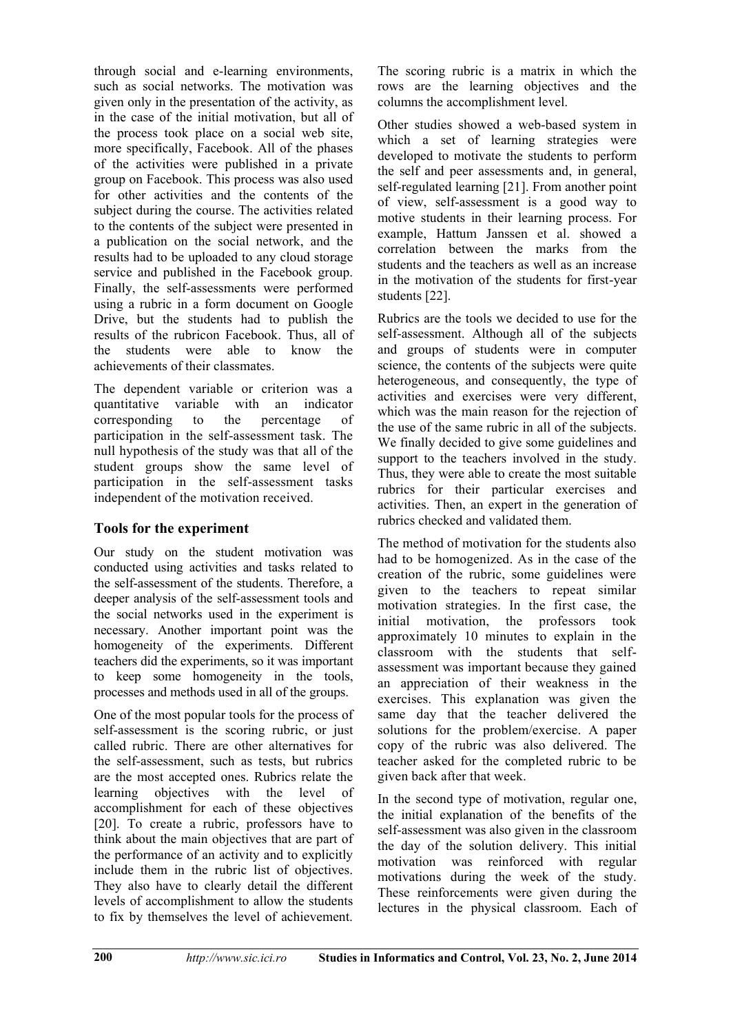through social and e-learning environments, such as social networks. The motivation was given only in the presentation of the activity, as in the case of the initial motivation, but all of the process took place on a social web site, more specifically, Facebook. All of the phases of the activities were published in a private group on Facebook. This process was also used for other activities and the contents of the subject during the course. The activities related to the contents of the subject were presented in a publication on the social network, and the results had to be uploaded to any cloud storage service and published in the Facebook group. Finally, the self-assessments were performed using a rubric in a form document on Google Drive, but the students had to publish the results of the rubricon Facebook. Thus, all of the students were able to know the achievements of their classmates.

The dependent variable or criterion was a quantitative variable with an indicator corresponding to the percentage of participation in the self-assessment task. The null hypothesis of the study was that all of the student groups show the same level of participation in the self-assessment tasks independent of the motivation received.

## Tools for the experiment

Our study on the student motivation was conducted using activities and tasks related to the self-assessment of the students. Therefore, a deeper analysis of the self-assessment tools and the social networks used in the experiment is necessary. Another important point was the homogeneity of the experiments. Different teachers did the experiments, so it was important to keep some homogeneity in the tools, processes and methods used in all of the groups.

One of the most popular tools for the process of self-assessment is the scoring rubric, or just called rubric. There are other alternatives for the self-assessment, such as tests, but rubrics are the most accepted ones. Rubrics relate the learning objectives with the level of accomplishment for each of these objectives [20]. To create a rubric, professors have to think about the main objectives that are part of the performance of an activity and to explicitly include them in the rubric list of objectives. They also have to clearly detail the different levels of accomplishment to allow the students to fix by themselves the level of achievement. The scoring rubric is a matrix in which the rows are the learning objectives and the columns the accomplishment level.

Other studies showed a web-based system in which a set of learning strategies were developed to motivate the students to perform the self and peer assessments and, in general, self-regulated learning [21]. From another point of view, self-assessment is a good way to motive students in their learning process. For example, Hattum Janssen et al. showed a correlation between the marks from the students and the teachers as well as an increase in the motivation of the students for first-year students [22].

Rubrics are the tools we decided to use for the self-assessment. Although all of the subjects and groups of students were in computer science, the contents of the subjects were quite heterogeneous, and consequently, the type of activities and exercises were very different, which was the main reason for the rejection of the use of the same rubric in all of the subjects. We finally decided to give some guidelines and support to the teachers involved in the study. Thus, they were able to create the most suitable rubrics for their particular exercises and activities. Then, an expert in the generation of rubrics checked and validated them.

The method of motivation for the students also had to be homogenized. As in the case of the creation of the rubric, some guidelines were given to the teachers to repeat similar motivation strategies. In the first case, the initial motivation, the professors took approximately 10 minutes to explain in the classroom with the students that self-assessment was important because they gained an appreciation of their weakness in the exercises. This explanation was given the same day that the teacher delivered the solutions for the problem/exercise. A paper copy of the rubric was also delivered. The teacher asked for the completed rubric to be given back after that week.

In the second type of motivation, regular one, the initial explanation of the benefits of the self-assessment was also given in the classroom the day of the solution delivery. This initial motivation was reinforced with regular motivations during the week of the study. These reinforcements were given during the lectures in the physical classroom. Each of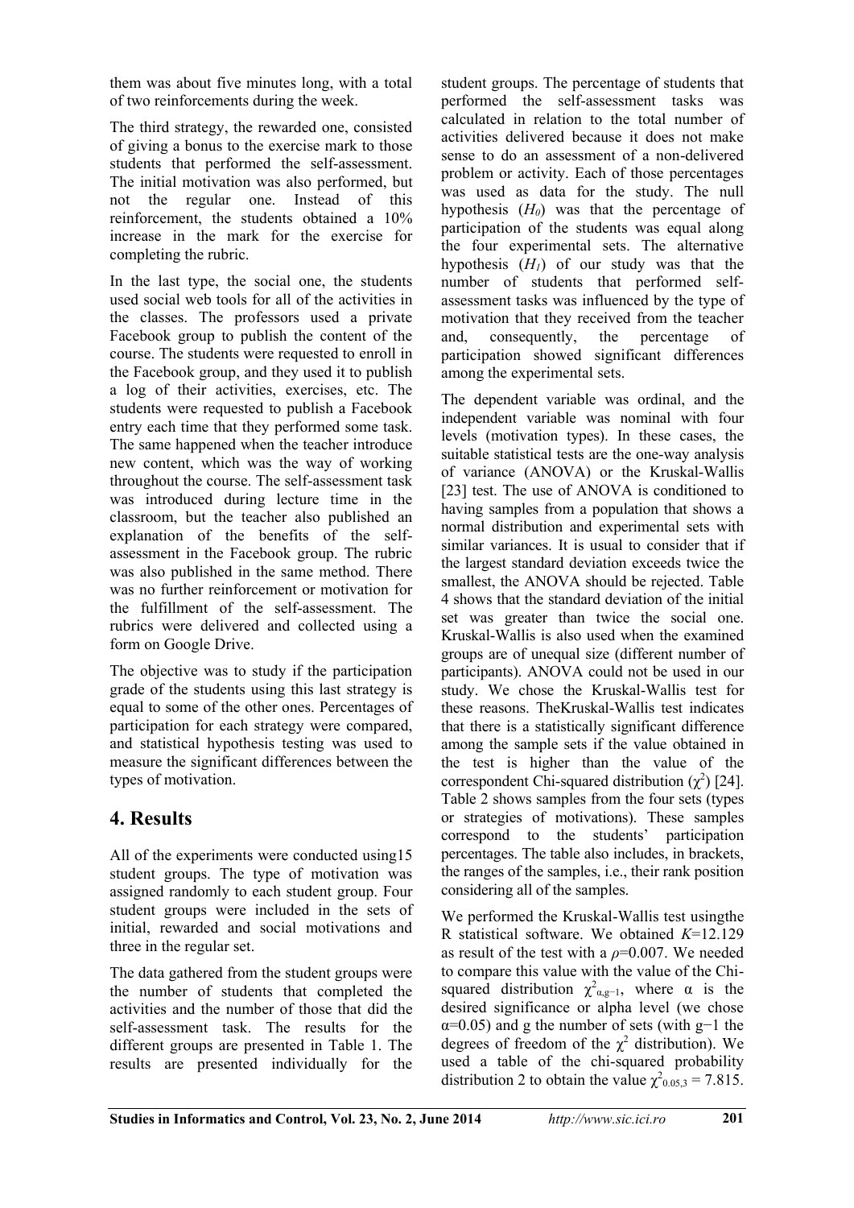them was about five minutes long, with a total of two reinforcements during the week.

The third strategy, the rewarded one, consisted of giving a bonus to the exercise mark to those students that performed the self-assessment. The initial motivation was also performed, but not the regular one. Instead of this reinforcement, the students obtained a 10% increase in the mark for the exercise for completing the rubric.

In the last type, the social one, the students used social web tools for all of the activities in the classes. The professors used a private Facebook group to publish the content of the course. The students were requested to enroll in the Facebook group, and they used it to publish a log of their activities, exercises, etc. The students were requested to publish a Facebook entry each time that they performed some task. The same happened when the teacher introduce new content, which was the way of working throughout the course. The self-assessment task was introduced during lecture time in the classroom, but the teacher also published an explanation of the benefits of the self-assessment in the Facebook group. The rubric was also published in the same method. There was no further reinforcement or motivation for the fulfillment of the self-assessment. The rubrics were delivered and collected using a form on Google Drive.

The objective was to study if the participation grade of the students using this last strategy is equal to some of the other ones. Percentages of participation for each strategy were compared, and statistical hypothesis testing was used to measure the significant differences between the types of motivation.

## 4. Results

All of the experiments were conducted using15 student groups. The type of motivation was assigned randomly to each student group. Four student groups were included in the sets of initial, rewarded and social motivations and three in the regular set.

The data gathered from the student groups were the number of students that completed the activities and the number of those that did the self-assessment task. The results for the different groups are presented in Table 1. The results are presented individually for the student groups. The percentage of students that performed the self-assessment tasks was calculated in relation to the total number of activities delivered because it does not make sense to do an assessment of a non-delivered problem or activity. Each of those percentages was used as data for the study. The null hypothesis ($H_0$) was that the percentage of participation of the students was equal along the four experimental sets. The alternative hypothesis ($H_1$) of our study was that the number of students that performed self-assessment tasks was influenced by the type of motivation that they received from the teacher and, consequently, the percentage of participation showed significant differences among the experimental sets.

The dependent variable was ordinal, and the independent variable was nominal with four levels (motivation types). In these cases, the suitable statistical tests are the one-way analysis of variance (ANOVA) or the Kruskal-Wallis [23] test. The use of ANOVA is conditioned to having samples from a population that shows a normal distribution and experimental sets with similar variances. It is usual to consider that if the largest standard deviation exceeds twice the smallest, the ANOVA should be rejected. Table 4 shows that the standard deviation of the initial set was greater than twice the social one. Kruskal-Wallis is also used when the examined groups are of unequal size (different number of participants). ANOVA could not be used in our study. We chose the Kruskal-Wallis test for these reasons. TheKruskal-Wallis test indicates that there is a statistically significant difference among the sample sets if the value obtained in the test is higher than the value of the correspondent Chi-squared distribution ($\chi^2$) [24]. Table 2 shows samples from the four sets (types or strategies of motivations). These samples correspond to the students' participation percentages. The table also includes, in brackets, the ranges of the samples, i.e., their rank position considering all of the samples.

We performed the Kruskal-Wallis test usingthe R statistical software. We obtained $K$=12.129 as result of the test with a $\rho$=0.007. We needed to compare this value with the value of the Chi-squared distribution $\chi^2_{\alpha,g-1}$, where α is the desired significance or alpha level (we chose $\alpha$=0.05) and g the number of sets (with g−1 the degrees of freedom of the $\chi^2$ distribution). We used a table of the chi-squared probability distribution 2 to obtain the value $\chi^2_{0.05,3} = 7.815$.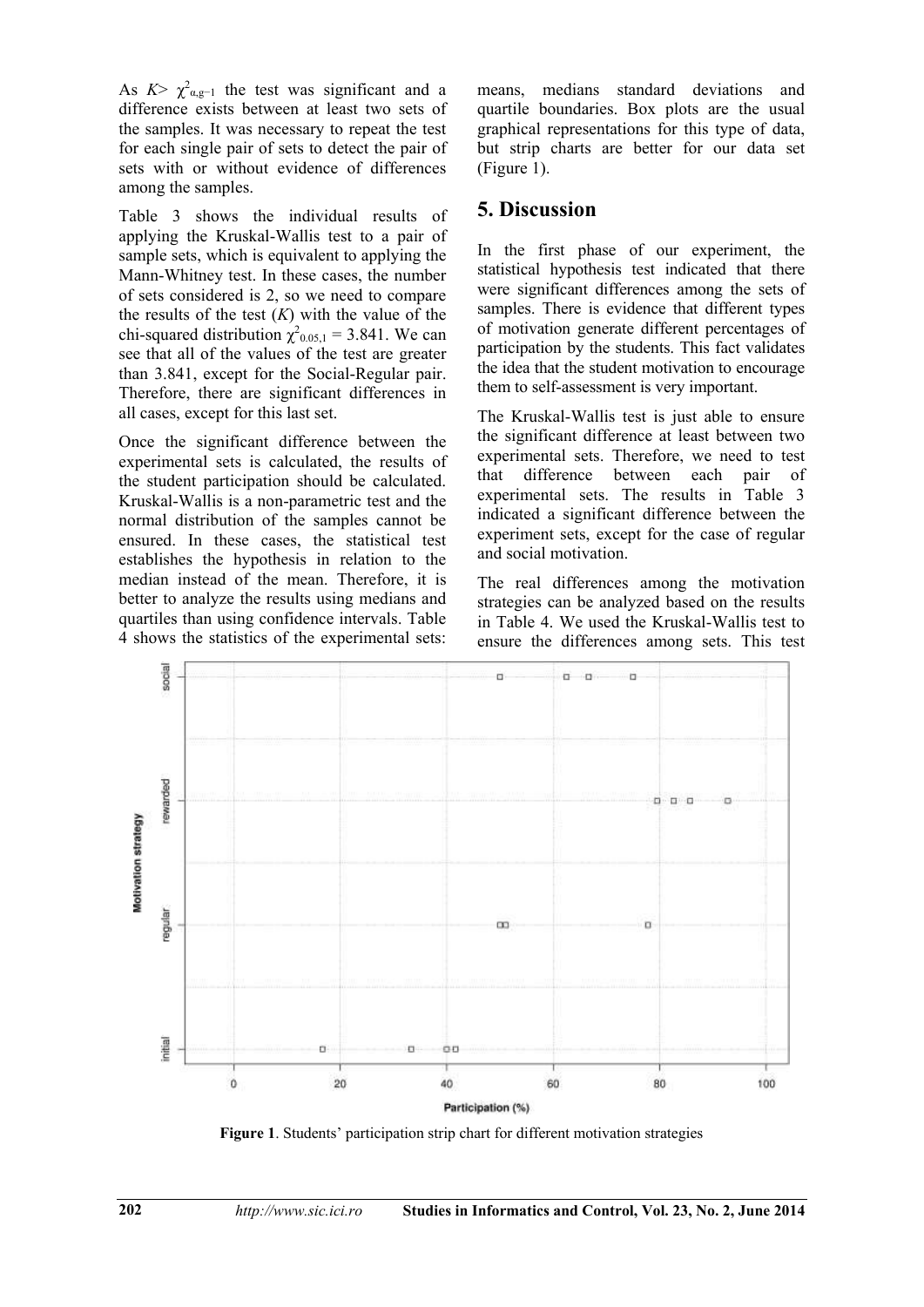As $K > \chi^2_{\alpha,g-1}$ the test was significant and a difference exists between at least two sets of the samples. It was necessary to repeat the test for each single pair of sets to detect the pair of sets with or without evidence of differences among the samples.

Table 3 shows the individual results of applying the Kruskal-Wallis test to a pair of sample sets, which is equivalent to applying the Mann-Whitney test. In these cases, the number of sets considered is 2, so we need to compare the results of the test ($K$) with the value of the chi-squared distribution $\chi^2_{0.05,1} = 3.841$. We can see that all of the values of the test are greater than 3.841, except for the Social-Regular pair. Therefore, there are significant differences in all cases, except for this last set.

Once the significant difference between the experimental sets is calculated, the results of the student participation should be calculated. Kruskal-Wallis is a non-parametric test and the normal distribution of the samples cannot be ensured. In these cases, the statistical test establishes the hypothesis in relation to the median instead of the mean. Therefore, it is better to analyze the results using medians and quartiles than using confidence intervals. Table 4 shows the statistics of the experimental sets: means, medians standard deviations and quartile boundaries. Box plots are the usual graphical representations for this type of data, but strip charts are better for our data set (Figure 1).

## 5. Discussion

In the first phase of our experiment, the statistical hypothesis test indicated that there were significant differences among the sets of samples. There is evidence that different types of motivation generate different percentages of participation by the students. This fact validates the idea that the student motivation to encourage them to self-assessment is very important.

The Kruskal-Wallis test is just able to ensure the significant difference at least between two experimental sets. Therefore, we need to test that difference between each pair of experimental sets. The results in Table 3 indicated a significant difference between the experiment sets, except for the case of regular and social motivation.

The real differences among the motivation strategies can be analyzed based on the results in Table 4. We used the Kruskal-Wallis test to ensure the differences among sets. This test

**Figure 1**. Students' participation strip chart for different motivation strategies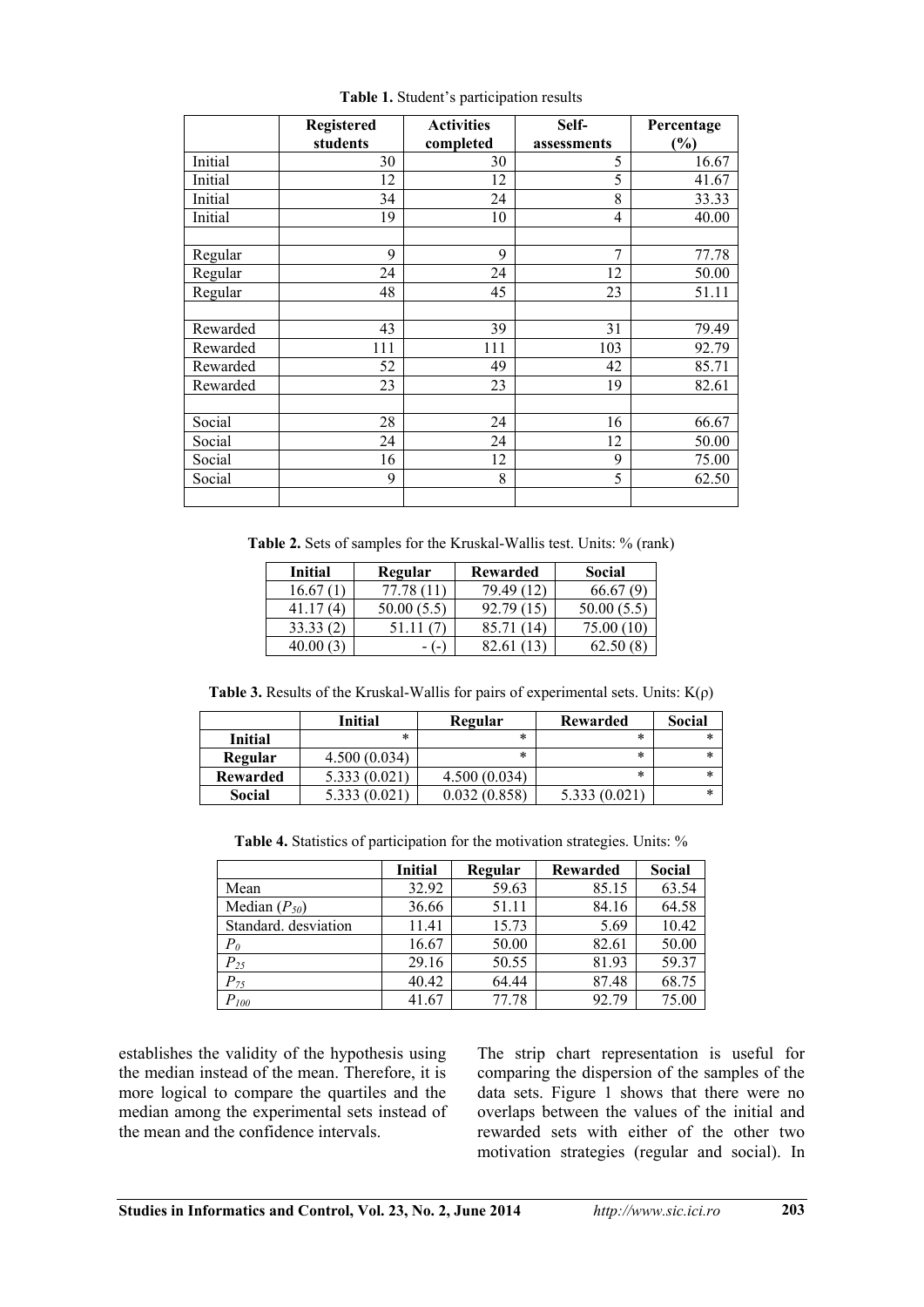**Table 1.** Student's participation results

| | Registered students | Activities completed | Self-assessments | Percentage (%) |
|---|---|---|---|---|
| Initial | 30 | 30 | 5 | 16.67 |
| Initial | 12 | 12 | 5 | 41.67 |
| Initial | 34 | 24 | 8 | 33.33 |
| Initial | 19 | 10 | 4 | 40.00 |
| | | | | |
| Regular | 9 | 9 | 7 | 77.78 |
| Regular | 24 | 24 | 12 | 50.00 |
| Regular | 48 | 45 | 23 | 51.11 |
| | | | | |
| Rewarded | 43 | 39 | 31 | 79.49 |
| Rewarded | 111 | 111 | 103 | 92.79 |
| Rewarded | 52 | 49 | 42 | 85.71 |
| Rewarded | 23 | 23 | 19 | 82.61 |
| | | | | |
| Social | 28 | 24 | 16 | 66.67 |
| Social | 24 | 24 | 12 | 50.00 |
| Social | 16 | 12 | 9 | 75.00 |
| Social | 9 | 8 | 5 | 62.50 |
| | | | | |

**Table 2.** Sets of samples for the Kruskal-Wallis test. Units: % (rank)

| Initial | Regular | Rewarded | Social |
|---|---|---|---|
| 16.67 (1) | 77.78 (11) | 79.49 (12) | 66.67 (9) |
| 41.17 (4) | 50.00 (5.5) | 92.79 (15) | 50.00 (5.5) |
| 33.33 (2) | 51.11 (7) | 85.71 (14) | 75.00 (10) |
| 40.00 (3) | - (-) | 82.61 (13) | 62.50 (8) |

**Table 3.** Results of the Kruskal-Wallis for pairs of experimental sets. Units: K(ρ)

| | Initial | Regular | Rewarded | Social |
|---|---|---|---|---|
| **Initial** | * | * | * | * |
| **Regular** | 4.500 (0.034) | * | * | * |
| **Rewarded** | 5.333 (0.021) | 4.500 (0.034) | * | * |
| **Social** | 5.333 (0.021) | 0.032 (0.858) | 5.333 (0.021) | * |

**Table 4.** Statistics of participation for the motivation strategies. Units: %

| | Initial | Regular | Rewarded | Social |
|---|---|---|---|---|
| Mean | 32.92 | 59.63 | 85.15 | 63.54 |
| Median ($P_{50}$) | 36.66 | 51.11 | 84.16 | 64.58 |
| Standard. desviation | 11.41 | 15.73 | 5.69 | 10.42 |
| $P_0$ | 16.67 | 50.00 | 82.61 | 50.00 |
| $P_{25}$ | 29.16 | 50.55 | 81.93 | 59.37 |
| $P_{75}$ | 40.42 | 64.44 | 87.48 | 68.75 |
| $P_{100}$ | 41.67 | 77.78 | 92.79 | 75.00 |

establishes the validity of the hypothesis using the median instead of the mean. Therefore, it is more logical to compare the quartiles and the median among the experimental sets instead of the mean and the confidence intervals.

The strip chart representation is useful for comparing the dispersion of the samples of the data sets. Figure 1 shows that there were no overlaps between the values of the initial and rewarded sets with either of the other two motivation strategies (regular and social). In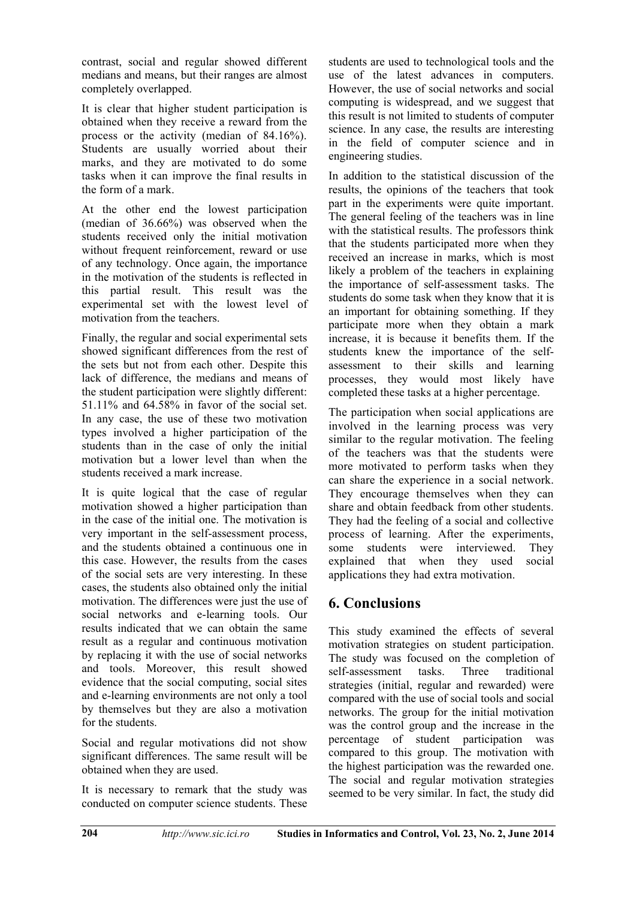contrast, social and regular showed different medians and means, but their ranges are almost completely overlapped.

It is clear that higher student participation is obtained when they receive a reward from the process or the activity (median of 84.16%). Students are usually worried about their marks, and they are motivated to do some tasks when it can improve the final results in the form of a mark.

At the other end the lowest participation (median of 36.66%) was observed when the students received only the initial motivation without frequent reinforcement, reward or use of any technology. Once again, the importance in the motivation of the students is reflected in this partial result. This result was the experimental set with the lowest level of motivation from the teachers.

Finally, the regular and social experimental sets showed significant differences from the rest of the sets but not from each other. Despite this lack of difference, the medians and means of the student participation were slightly different: 51.11% and 64.58% in favor of the social set. In any case, the use of these two motivation types involved a higher participation of the students than in the case of only the initial motivation but a lower level than when the students received a mark increase.

It is quite logical that the case of regular motivation showed a higher participation than in the case of the initial one. The motivation is very important in the self-assessment process, and the students obtained a continuous one in this case. However, the results from the cases of the social sets are very interesting. In these cases, the students also obtained only the initial motivation. The differences were just the use of social networks and e-learning tools. Our results indicated that we can obtain the same result as a regular and continuous motivation by replacing it with the use of social networks and tools. Moreover, this result showed evidence that the social computing, social sites and e-learning environments are not only a tool by themselves but they are also a motivation for the students.

Social and regular motivations did not show significant differences. The same result will be obtained when they are used.

It is necessary to remark that the study was conducted on computer science students. These students are used to technological tools and the use of the latest advances in computers. However, the use of social networks and social computing is widespread, and we suggest that this result is not limited to students of computer science. In any case, the results are interesting in the field of computer science and in engineering studies.

In addition to the statistical discussion of the results, the opinions of the teachers that took part in the experiments were quite important. The general feeling of the teachers was in line with the statistical results. The professors think that the students participated more when they received an increase in marks, which is most likely a problem of the teachers in explaining the importance of self-assessment tasks. The students do some task when they know that it is an important for obtaining something. If they participate more when they obtain a mark increase, it is because it benefits them. If the students knew the importance of the self-assessment to their skills and learning processes, they would most likely have completed these tasks at a higher percentage.

The participation when social applications are involved in the learning process was very similar to the regular motivation. The feeling of the teachers was that the students were more motivated to perform tasks when they can share the experience in a social network. They encourage themselves when they can share and obtain feedback from other students. They had the feeling of a social and collective process of learning. After the experiments, some students were interviewed. They explained that when they used social applications they had extra motivation.

# 6. Conclusions

This study examined the effects of several motivation strategies on student participation. The study was focused on the completion of self-assessment tasks. Three traditional strategies (initial, regular and rewarded) were compared with the use of social tools and social networks. The group for the initial motivation was the control group and the increase in the percentage of student participation was compared to this group. The motivation with the highest participation was the rewarded one. The social and regular motivation strategies seemed to be very similar. In fact, the study did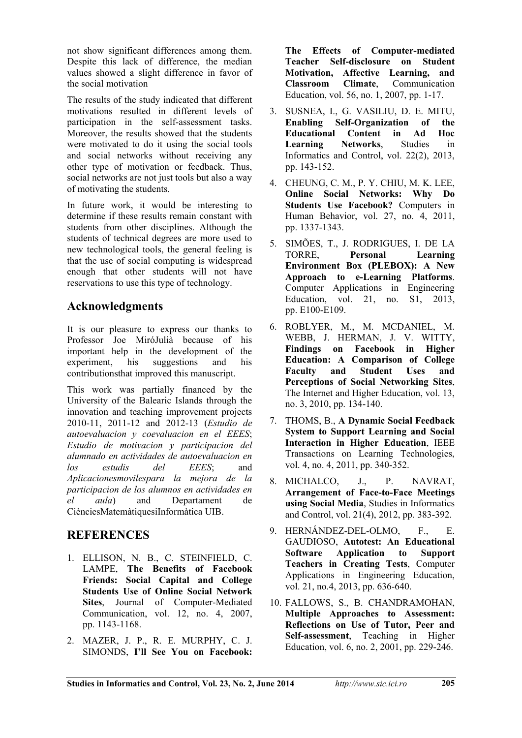not show significant differences among them. Despite this lack of difference, the median values showed a slight difference in favor of the social motivation

The results of the study indicated that different motivations resulted in different levels of participation in the self-assessment tasks. Moreover, the results showed that the students were motivated to do it using the social tools and social networks without receiving any other type of motivation or feedback. Thus, social networks are not just tools but also a way of motivating the students.

In future work, it would be interesting to determine if these results remain constant with students from other disciplines. Although the students of technical degrees are more used to new technological tools, the general feeling is that the use of social computing is widespread enough that other students will not have reservations to use this type of technology.

## Acknowledgments

It is our pleasure to express our thanks to Professor Joe MiróJulià because of his important help in the development of the experiment, his suggestions and his contributionsthat improved this manuscript.

This work was partially financed by the University of the Balearic Islands through the innovation and teaching improvement projects 2010-11, 2011-12 and 2012-13 (*Estudio de autoevaluacion y coevaluacion en el EEES*; *Estudio de motivacion y participacion del alumnado en actividades de autoevaluacion en los estudis del EEES*; and *Aplicacionesmovilespara la mejora de la participacion de los alumnos en actividades en el aula*) and Departament de CiènciesMatemàtiquesiInformàtica UIB.

## REFERENCES

1. ELLISON, N. B., C. STEINFIELD, C. LAMPE, **The Benefits of Facebook Friends: Social Capital and College Students Use of Online Social Network Sites**, Journal of Computer-Mediated Communication, vol. 12, no. 4, 2007, pp. 1143-1168.
2. MAZER, J. P., R. E. MURPHY, C. J. SIMONDS, **I'll See You on Facebook: The Effects of Computer-mediated Teacher Self-disclosure on Student Motivation, Affective Learning, and Classroom Climate**, Communication Education, vol. 56, no. 1, 2007, pp. 1-17.
3. SUSNEA, I., G. VASILIU, D. E. MITU, **Enabling Self-Organization of the Educational Content in Ad Hoc Learning Networks**, Studies in Informatics and Control, vol. 22(2), 2013, pp. 143-152.
4. CHEUNG, C. M., P. Y. CHIU, M. K. LEE, **Online Social Networks: Why Do Students Use Facebook?** Computers in Human Behavior, vol. 27, no. 4, 2011, pp. 1337-1343.
5. SIMÕES, T., J. RODRIGUES, I. DE LA TORRE, **Personal Learning Environment Box (PLEBOX): A New Approach to e-Learning Platforms**. Computer Applications in Engineering Education, vol. 21, no. S1, 2013, pp. E100-E109.
6. ROBLYER, M., M. MCDANIEL, M. WEBB, J. HERMAN, J. V. WITTY, **Findings on Facebook in Higher Education: A Comparison of College Faculty and Student Uses and Perceptions of Social Networking Sites**, The Internet and Higher Education, vol. 13, no. 3, 2010, pp. 134-140.
7. THOMS, B., **A Dynamic Social Feedback System to Support Learning and Social Interaction in Higher Education**, IEEE Transactions on Learning Technologies, vol. 4, no. 4, 2011, pp. 340-352.
8. MICHALCO, J., P. NAVRAT, **Arrangement of Face-to-Face Meetings using Social Media**, Studies in Informatics and Control, vol. 21(4), 2012, pp. 383-392.
9. HERNÁNDEZ-DEL-OLMO, F., E. GAUDIOSO, **Autotest: An Educational Software Application to Support Teachers in Creating Tests**, Computer Applications in Engineering Education, vol. 21, no.4, 2013, pp. 636-640.
10. FALLOWS, S., B. CHANDRAMOHAN, **Multiple Approaches to Assessment: Reflections on Use of Tutor, Peer and Self-assessment**, Teaching in Higher Education, vol. 6, no. 2, 2001, pp. 229-246.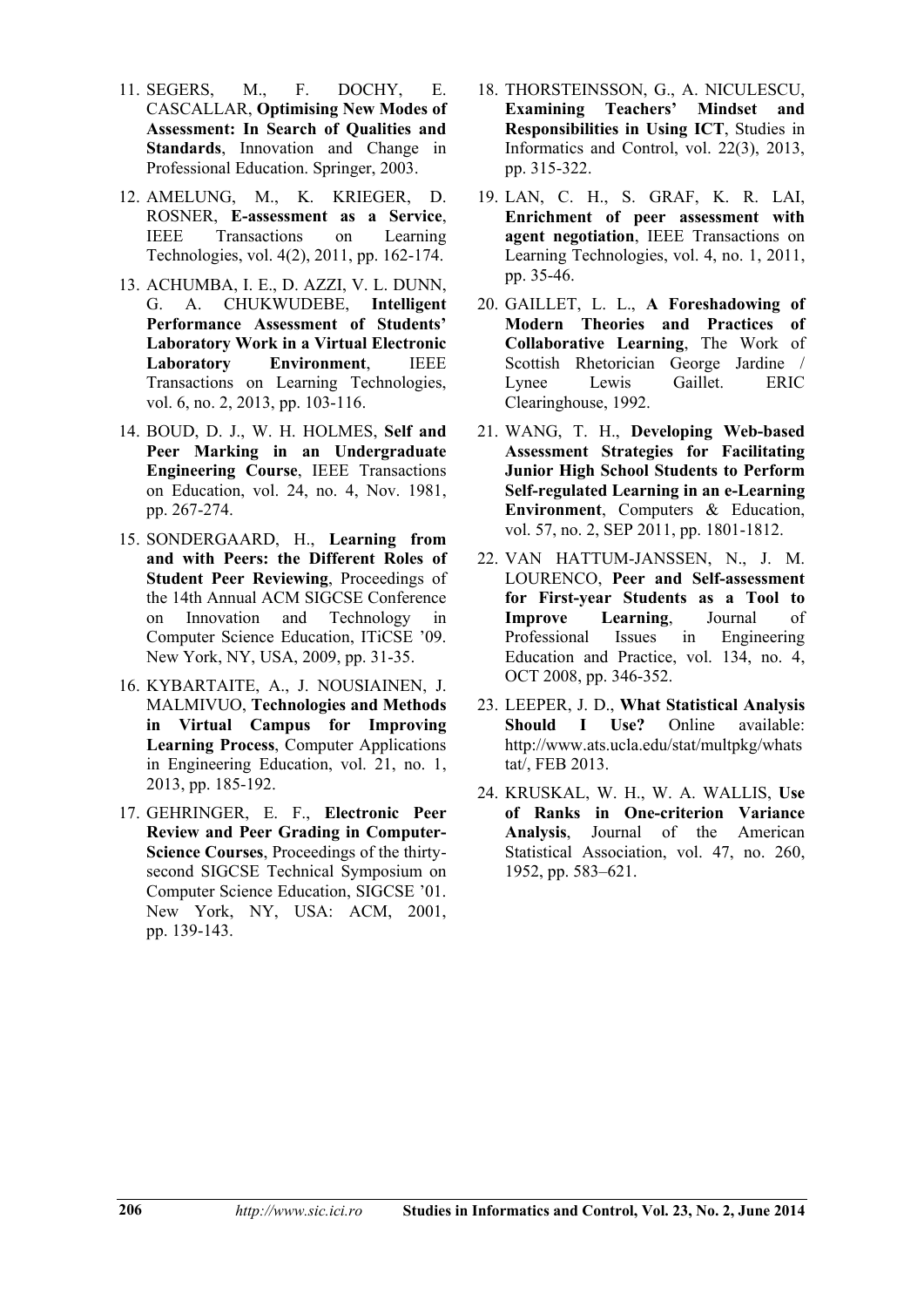11. SEGERS, M., F. DOCHY, E. CASCALLAR, **Optimising New Modes of Assessment: In Search of Qualities and Standards**, Innovation and Change in Professional Education. Springer, 2003.

12. AMELUNG, M., K. KRIEGER, D. ROSNER, **E-assessment as a Service**, IEEE Transactions on Learning Technologies, vol. 4(2), 2011, pp. 162-174.

13. ACHUMBA, I. E., D. AZZI, V. L. DUNN, G. A. CHUKWUDEBE, **Intelligent Performance Assessment of Students' Laboratory Work in a Virtual Electronic Laboratory Environment**, IEEE Transactions on Learning Technologies, vol. 6, no. 2, 2013, pp. 103-116.

14. BOUD, D. J., W. H. HOLMES, **Self and Peer Marking in an Undergraduate Engineering Course**, IEEE Transactions on Education, vol. 24, no. 4, Nov. 1981, pp. 267-274.

15. SONDERGAARD, H., **Learning from and with Peers: the Different Roles of Student Peer Reviewing**, Proceedings of the 14th Annual ACM SIGCSE Conference on Innovation and Technology in Computer Science Education, ITiCSE '09. New York, NY, USA, 2009, pp. 31-35.

16. KYBARTAITE, A., J. NOUSIAINEN, J. MALMIVUO, **Technologies and Methods in Virtual Campus for Improving Learning Process**, Computer Applications in Engineering Education, vol. 21, no. 1, 2013, pp. 185-192.

17. GEHRINGER, E. F., **Electronic Peer Review and Peer Grading in Computer-Science Courses**, Proceedings of the thirty-second SIGCSE Technical Symposium on Computer Science Education, SIGCSE '01. New York, NY, USA: ACM, 2001, pp. 139-143.

18. THORSTEINSSON, G., A. NICULESCU, **Examining Teachers' Mindset and Responsibilities in Using ICT**, Studies in Informatics and Control, vol. 22(3), 2013, pp. 315-322.

19. LAN, C. H., S. GRAF, K. R. LAI, **Enrichment of peer assessment with agent negotiation**, IEEE Transactions on Learning Technologies, vol. 4, no. 1, 2011, pp. 35-46.

20. GAILLET, L. L., **A Foreshadowing of Modern Theories and Practices of Collaborative Learning**, The Work of Scottish Rhetorician George Jardine / Lynee Lewis Gaillet. ERIC Clearinghouse, 1992.

21. WANG, T. H., **Developing Web-based Assessment Strategies for Facilitating Junior High School Students to Perform Self-regulated Learning in an e-Learning Environment**, Computers & Education, vol. 57, no. 2, SEP 2011, pp. 1801-1812.

22. VAN HATTUM-JANSSEN, N., J. M. LOURENCO, **Peer and Self-assessment for First-year Students as a Tool to Improve Learning**, Journal of Professional Issues in Engineering Education and Practice, vol. 134, no. 4, OCT 2008, pp. 346-352.

23. LEEPER, J. D., **What Statistical Analysis Should I Use?** Online available: http://www.ats.ucla.edu/stat/multpkg/whatstat/, FEB 2013.

24. KRUSKAL, W. H., W. A. WALLIS, **Use of Ranks in One-criterion Variance Analysis**, Journal of the American Statistical Association, vol. 47, no. 260, 1952, pp. 583–621.